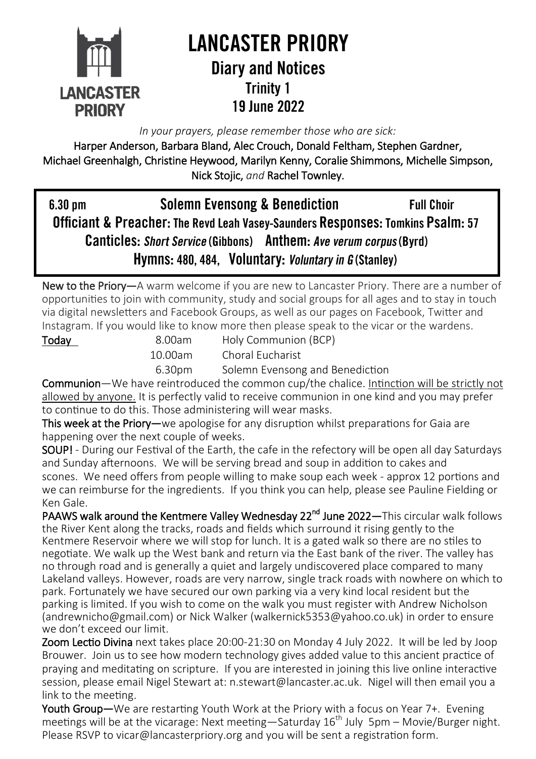# LANCASTER PRIORY

## Diary and Notices

### Trinity 1

### 19 June 2022

*In your prayers, please remember those who are sick:*

**Harper Anderson, Barbara Bland, Alec Crouch, Donald Feltham, Stephen Gardner, Michael Greenhalgh, Christine Heywood, Marilyn Kenny, Coralie Shimmons, Michelle Simpson, Nick Stojic,** *and* **Rachel Townley.**

**6.30 pm** **Solemn Evensong & Benediction** **Full Choir**

**Officiant & Preacher:** The Revd Leah Vasey-Saunders **Responses:** Tomkins **Psalm:** 57

**Canticles:** ***Short Service*** (Gibbons) **Anthem:** ***Ave verum corpus*** (Byrd)

**Hymns:** 480, 484, **Voluntary:** ***Voluntary in G*** (Stanley)

**New to the Priory—**A warm welcome if you are new to Lancaster Priory. There are a number of opportunities to join with community, study and social groups for all ages and to stay in touch via digital newsletters and Facebook Groups, as well as our pages on Facebook, Twitter and Instagram. If you would like to know more then please speak to the vicar or the wardens.

| **Today** | 8.00am | Holy Communion (BCP) |
|---|---|---|
| | 10.00am | Choral Eucharist |
| | 6.30pm | Solemn Evensong and Benediction |

**Communion**—We have reintroduced the common cup/the chalice. Intinction will be strictly not allowed by anyone. It is perfectly valid to receive communion in one kind and you may prefer to continue to do this. Those administering will wear masks.

**This week at the Priory—**we apologise for any disruption whilst preparations for Gaia are happening over the next couple of weeks.

**SOUP!** - During our Festival of the Earth, the cafe in the refectory will be open all day Saturdays and Sunday afternoons. We will be serving bread and soup in addition to cakes and scones. We need offers from people willing to make soup each week - approx 12 portions and we can reimburse for the ingredients. If you think you can help, please see Pauline Fielding or Ken Gale.

**PAAWS walk around the Kentmere Valley Wednesday 22nd June 2022—**This circular walk follows the River Kent along the tracks, roads and fields which surround it rising gently to the Kentmere Reservoir where we will stop for lunch. It is a gated walk so there are no stiles to negotiate. We walk up the West bank and return via the East bank of the river. The valley has no through road and is generally a quiet and largely undiscovered place compared to many Lakeland valleys. However, roads are very narrow, single track roads with nowhere on which to park. Fortunately we have secured our own parking via a very kind local resident but the parking is limited. If you wish to come on the walk you must register with Andrew Nicholson (andrewnicho@gmail.com) or Nick Walker (walkernick5353@yahoo.co.uk) in order to ensure we don't exceed our limit.

**Zoom Lectio Divina** next takes place 20:00-21:30 on Monday 4 July 2022. It will be led by Joop Brouwer. Join us to see how modern technology gives added value to this ancient practice of praying and meditating on scripture. If you are interested in joining this live online interactive session, please email Nigel Stewart at: n.stewart@lancaster.ac.uk. Nigel will then email you a link to the meeting.

**Youth Group—**We are restarting Youth Work at the Priory with a focus on Year 7+. Evening meetings will be at the vicarage: Next meeting—Saturday 16th July 5pm – Movie/Burger night. Please RSVP to vicar@lancasterpriory.org and you will be sent a registration form.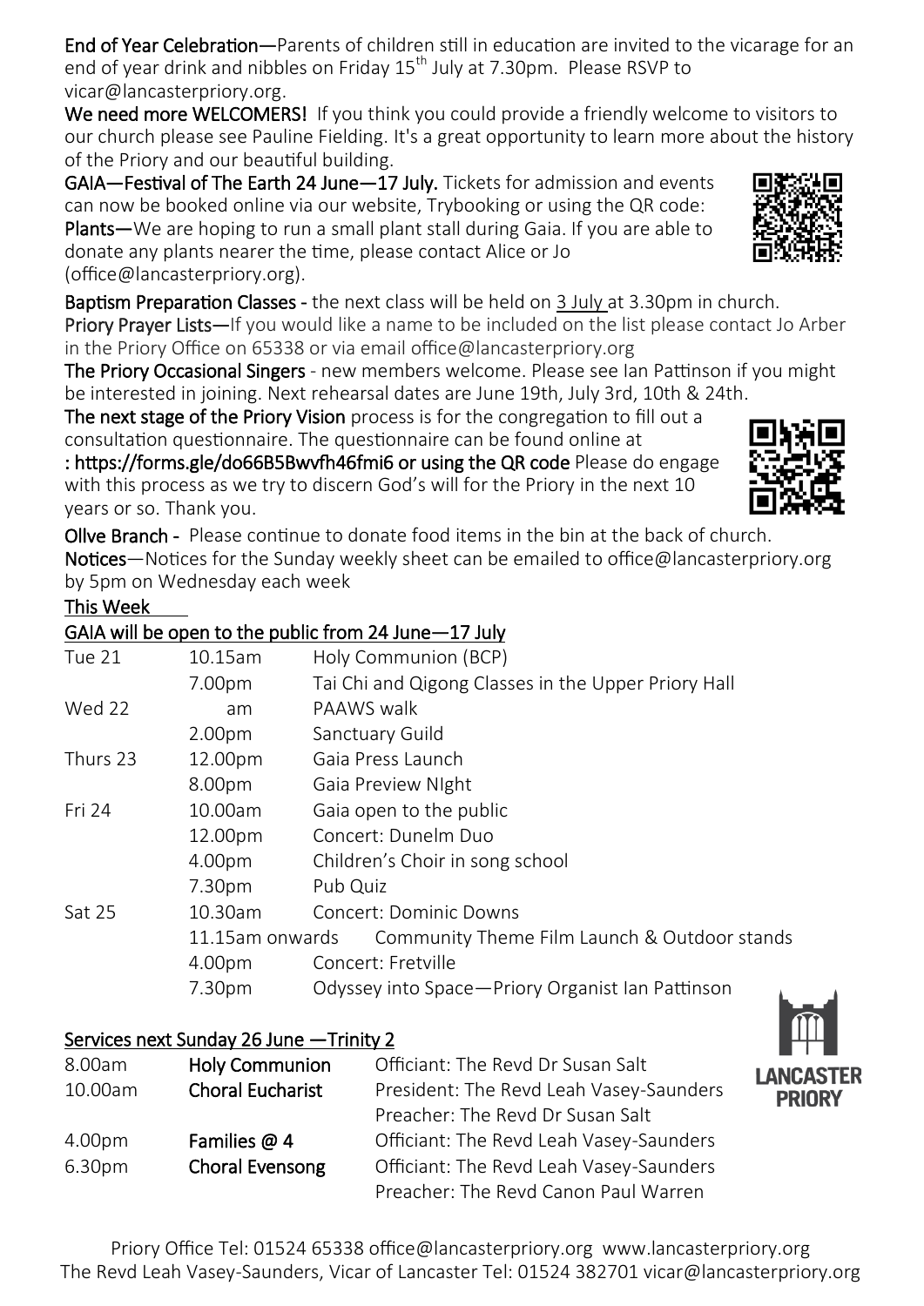**End of Year Celebration**—Parents of children still in education are invited to the vicarage for an end of year drink and nibbles on Friday 15th July at 7.30pm. Please RSVP to vicar@lancasterpriory.org.

**We need more WELCOMERS!** If you think you could provide a friendly welcome to visitors to our church please see Pauline Fielding. It's a great opportunity to learn more about the history of the Priory and our beautiful building.

**GAIA—Festival of The Earth 24 June—17 July.** Tickets for admission and events can now be booked online via our website, Trybooking or using the QR code:

**Plants—**We are hoping to run a small plant stall during Gaia. If you are able to donate any plants nearer the time, please contact Alice or Jo (office@lancasterpriory.org).

**Baptism Preparation Classes -** the next class will be held on 3 July at 3.30pm in church.

**Priory Prayer Lists—**If you would like a name to be included on the list please contact Jo Arber in the Priory Office on 65338 or via email office@lancasterpriory.org

**The Priory Occasional Singers** - new members welcome. Please see Ian Pattinson if you might be interested in joining. Next rehearsal dates are June 19th, July 3rd, 10th & 24th.

**The next stage of the Priory Vision** process is for the congregation to fill out a consultation questionnaire. The questionnaire can be found online at **: https://forms.gle/do66B5Bwvfh46fmi6 or using the QR code** Please do engage with this process as we try to discern God's will for the Priory in the next 10 years or so. Thank you.

**Ollve Branch -** Please continue to donate food items in the bin at the back of church.

**Notices**—Notices for the Sunday weekly sheet can be emailed to office@lancasterpriory.org by 5pm on Wednesday each week

## This Week

### GAIA will be open to the public from 24 June—17 July

| | | |
|---|---|---|
| Tue 21 | 10.15am | Holy Communion (BCP) |
| | 7.00pm | Tai Chi and Qigong Classes in the Upper Priory Hall |
| Wed 22 | am | PAAWS walk |
| | 2.00pm | Sanctuary Guild |
| Thurs 23 | 12.00pm | Gaia Press Launch |
| | 8.00pm | Gaia Preview NIght |
| Fri 24 | 10.00am | Gaia open to the public |
| | 12.00pm | Concert: Dunelm Duo |
| | 4.00pm | Children's Choir in song school |
| | 7.30pm | Pub Quiz |
| Sat 25 | 10.30am | Concert: Dominic Downs |
| | 11.15am onwards | Community Theme Film Launch & Outdoor stands |
| | 4.00pm | Concert: Fretville |
| | 7.30pm | Odyssey into Space—Priory Organist Ian Pattinson |

## Services next Sunday 26 June —Trinity 2

| | | |
|---|---|---|
| 8.00am | **Holy Communion** | Officiant: The Revd Dr Susan Salt |
| 10.00am | **Choral Eucharist** | President: The Revd Leah Vasey-Saunders |
| | | Preacher: The Revd Dr Susan Salt |
| 4.00pm | **Families @ 4** | Officiant: The Revd Leah Vasey-Saunders |
| 6.30pm | **Choral Evensong** | Officiant: The Revd Leah Vasey-Saunders |
| | | Preacher: The Revd Canon Paul Warren |

LANCASTER PRIORY

Priory Office Tel: 01524 65338 office@lancasterpriory.org www.lancasterpriory.org
The Revd Leah Vasey-Saunders, Vicar of Lancaster Tel: 01524 382701 vicar@lancasterpriory.org